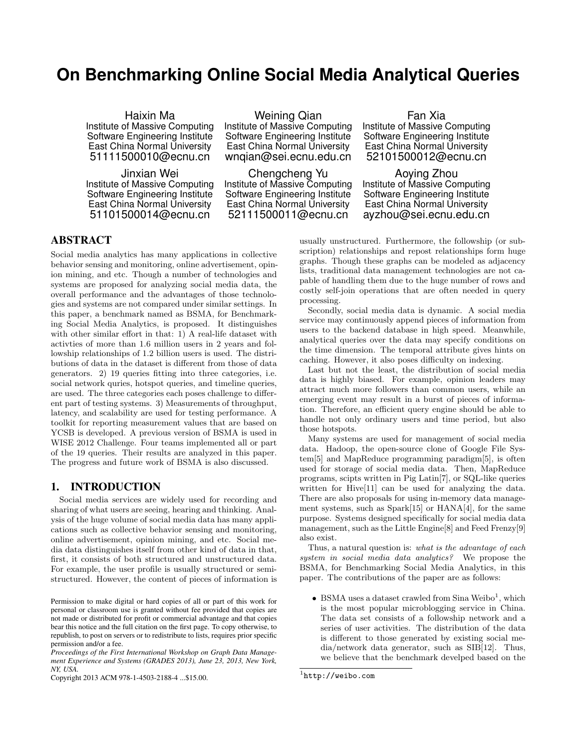# On Benchmarking Online Social Media Analytical Queries

Haixin Ma
Institute of Massive Computing
Software Engineering Institute
East China Normal University
51111500010@ecnu.cn

Weining Qian
Institute of Massive Computing
Software Engineering Institute
East China Normal University
wnqian@sei.ecnu.edu.cn

Fan Xia
Institute of Massive Computing
Software Engineering Institute
East China Normal University
52101500012@ecnu.cn

Jinxian Wei
Institute of Massive Computing
Software Engineering Institute
East China Normal University
51101500014@ecnu.cn

Chengcheng Yu
Institute of Massive Computing
Software Engineering Institute
East China Normal University
52111500011@ecnu.cn

Aoying Zhou
Institute of Massive Computing
Software Engineering Institute
East China Normal University
ayzhou@sei.ecnu.edu.cn

## ABSTRACT

Social media analytics has many applications in collective behavior sensing and monitoring, online advertisement, opinion mining, and etc. Though a number of technologies and systems are proposed for analyzing social media data, the overall performance and the advantages of those technologies and systems are not compared under similar settings. In this paper, a benchmark named as BSMA, for Benchmarking Social Media Analytics, is proposed. It distinguishes with other similar effort in that: 1) A real-life dataset with activties of more than 1.6 million users in 2 years and followship relationships of 1.2 billion users is used. The distributions of data in the dataset is different from those of data generators. 2) 19 queries fitting into three categories, i.e. social network quries, hotspot queries, and timeline queries, are used. The three categories each poses challenge to different part of testing systems. 3) Measurements of throughput, latency, and scalability are used for testing performance. A toolkit for reporting measurement values that are based on YCSB is developed. A previous version of BSMA is used in WISE 2012 Challenge. Four teams implemented all or part of the 19 queries. Their results are analyzed in this paper. The progress and future work of BSMA is also discussed.

## 1. INTRODUCTION

Social media services are widely used for recording and sharing of what users are seeing, hearing and thinking. Analysis of the huge volume of social media data has many applications such as collective behavior sensing and monitoring, online advertisement, opinion mining, and etc. Social media data distinguishes itself from other kind of data in that, first, it consists of both structured and unstructured data. For example, the user profile is usually structured or semi-structured. However, the content of pieces of information is usually unstructured. Furthermore, the followship (or subscription) relationships and repost relationships form huge graphs. Though these graphs can be modeled as adjacency lists, traditional data management technologies are not capable of handling them due to the huge number of rows and costly self-join operations that are often needed in query processing.

Secondly, social media data is dynamic. A social media service may continuously append pieces of information from users to the backend database in high speed. Meanwhile, analytical queries over the data may specify conditions on the time dimension. The temporal attribute gives hints on caching. However, it also poses difficulty on indexing.

Last but not the least, the distribution of social media data is highly biased. For example, opinion leaders may attract much more followers than common users, while an emerging event may result in a burst of pieces of information. Therefore, an efficient query engine should be able to handle not only ordinary users and time period, but also those hotspots.

Many systems are used for management of social media data. Hadoop, the open-source clone of Google File System[5] and MapReduce programming paradigm[5], is often used for storage of social media data. Then, MapReduce programs, scipts written in Pig Latin[7], or SQL-like queries written for Hive[11] can be used for analyzing the data. There are also proposals for using in-memory data management systems, such as Spark[15] or HANA[4], for the same purpose. Systems designed specifically for social media data management, such as the Little Engine[8] and Feed Frenzy[9] also exist.

Thus, a natural question is: *what is the advantage of each system in social media data analytics?* We propose the BSMA, for Benchmarking Social Media Analytics, in this paper. The contributions of the paper are as follows:

- BSMA uses a dataset crawled from Sina Weibo[1], which is the most popular microblogging service in China. The data set consists of a followship network and a series of user activities. The distribution of the data is different to those generated by existing social media/network data generator, such as SIB[12]. Thus, we believe that the benchmark develped based on the

[1] http://weibo.com

Permission to make digital or hard copies of all or part of this work for personal or classroom use is granted without fee provided that copies are not made or distributed for profit or commercial advantage and that copies bear this notice and the full citation on the first page. To copy otherwise, to republish, to post on servers or to redistribute to lists, requires prior specific permission and/or a fee.
*Proceedings of the First International Workshop on Graph Data Management Experience and Systems (GRADES 2013), June 23, 2013, New York, NY, USA.*
Copyright 2013 ACM 978-1-4503-2188-4 ...$15.00.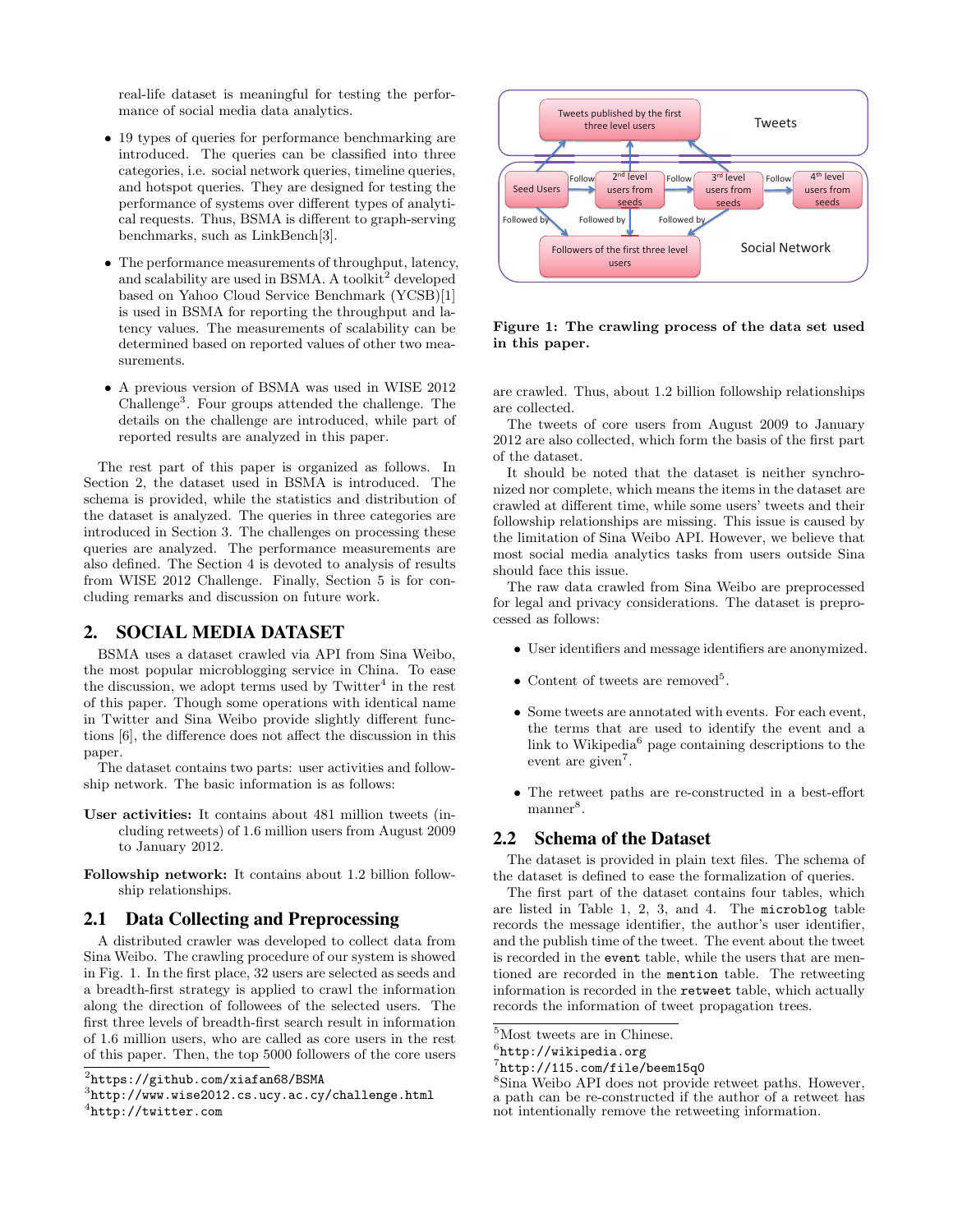real-life dataset is meaningful for testing the performance of social media data analytics.

- 19 types of queries for performance benchmarking are introduced. The queries can be classified into three categories, i.e. social network queries, timeline queries, and hotspot queries. They are designed for testing the performance of systems over different types of analytical requests. Thus, BSMA is different to graph-serving benchmarks, such as LinkBench[3].
- The performance measurements of throughput, latency, and scalability are used in BSMA. A toolkit[2] developed based on Yahoo Cloud Service Benchmark (YCSB)[1] is used in BSMA for reporting the throughput and latency values. The measurements of scalability can be determined based on reported values of other two measurements.
- A previous version of BSMA was used in WISE 2012 Challenge[3]. Four groups attended the challenge. The details on the challenge are introduced, while part of reported results are analyzed in this paper.

The rest part of this paper is organized as follows. In Section 2, the dataset used in BSMA is introduced. The schema is provided, while the statistics and distribution of the dataset is analyzed. The queries in three categories are introduced in Section 3. The challenges on processing these queries are analyzed. The performance measurements are also defined. The Section 4 is devoted to analysis of results from WISE 2012 Challenge. Finally, Section 5 is for concluding remarks and discussion on future work.

## 2. SOCIAL MEDIA DATASET

BSMA uses a dataset crawled via API from Sina Weibo, the most popular microblogging service in China. To ease the discussion, we adopt terms used by Twitter[4] in the rest of this paper. Though some operations with identical name in Twitter and Sina Weibo provide slightly different functions [6], the difference does not affect the discussion in this paper.

The dataset contains two parts: user activities and followship network. The basic information is as follows:

**User activities:** It contains about 481 million tweets (including retweets) of 1.6 million users from August 2009 to January 2012.

**Followship network:** It contains about 1.2 billion followship relationships.

### 2.1 Data Collecting and Preprocessing

A distributed crawler was developed to collect data from Sina Weibo. The crawling procedure of our system is showed in Fig. 1. In the first place, 32 users are selected as seeds and a breadth-first strategy is applied to crawl the information along the direction of followees of the selected users. The first three levels of breadth-first search result in information of 1.6 million users, who are called as core users in the rest of this paper. Then, the top 5000 followers of the core users are crawled. Thus, about 1.2 billion followship relationships are collected.

**Figure 1: The crawling process of the data set used in this paper.**

The tweets of core users from August 2009 to January 2012 are also collected, which form the basis of the first part of the dataset.

It should be noted that the dataset is neither synchronized nor complete, which means the items in the dataset are crawled at different time, while some users' tweets and their followship relationships are missing. This issue is caused by the limitation of Sina Weibo API. However, we believe that most social media analytics tasks from users outside Sina should face this issue.

The raw data crawled from Sina Weibo are preprocessed for legal and privacy considerations. The dataset is preprocessed as follows:

- User identifiers and message identifiers are anonymized.
- Content of tweets are removed[5].
- Some tweets are annotated with events. For each event, the terms that are used to identify the event and a link to Wikipedia[6] page containing descriptions to the event are given[7].
- The retweet paths are re-constructed in a best-effort manner[8].

### 2.2 Schema of the Dataset

The dataset is provided in plain text files. The schema of the dataset is defined to ease the formalization of queries.

The first part of the dataset contains four tables, which are listed in Table 1, 2, 3, and 4. The `microblog` table records the message identifier, the author's user identifier, and the publish time of the tweet. The event about the tweet is recorded in the `event` table, while the users that are mentioned are recorded in the `mention` table. The retweeting information is recorded in the `retweet` table, which actually records the information of tweet propagation trees.

---

[2] `https://github.com/xiafan68/BSMA`

[3] `http://www.wise2012.cs.ucy.ac.cy/challenge.html`

[4] `http://twitter.com`

[5] Most tweets are in Chinese.

[6] `http://wikipedia.org`

[7] `http://115.com/file/beem15q0`

[8] Sina Weibo API does not provide retweet paths. However, a path can be re-constructed if the author of a retweet has not intentionally remove the retweeting information.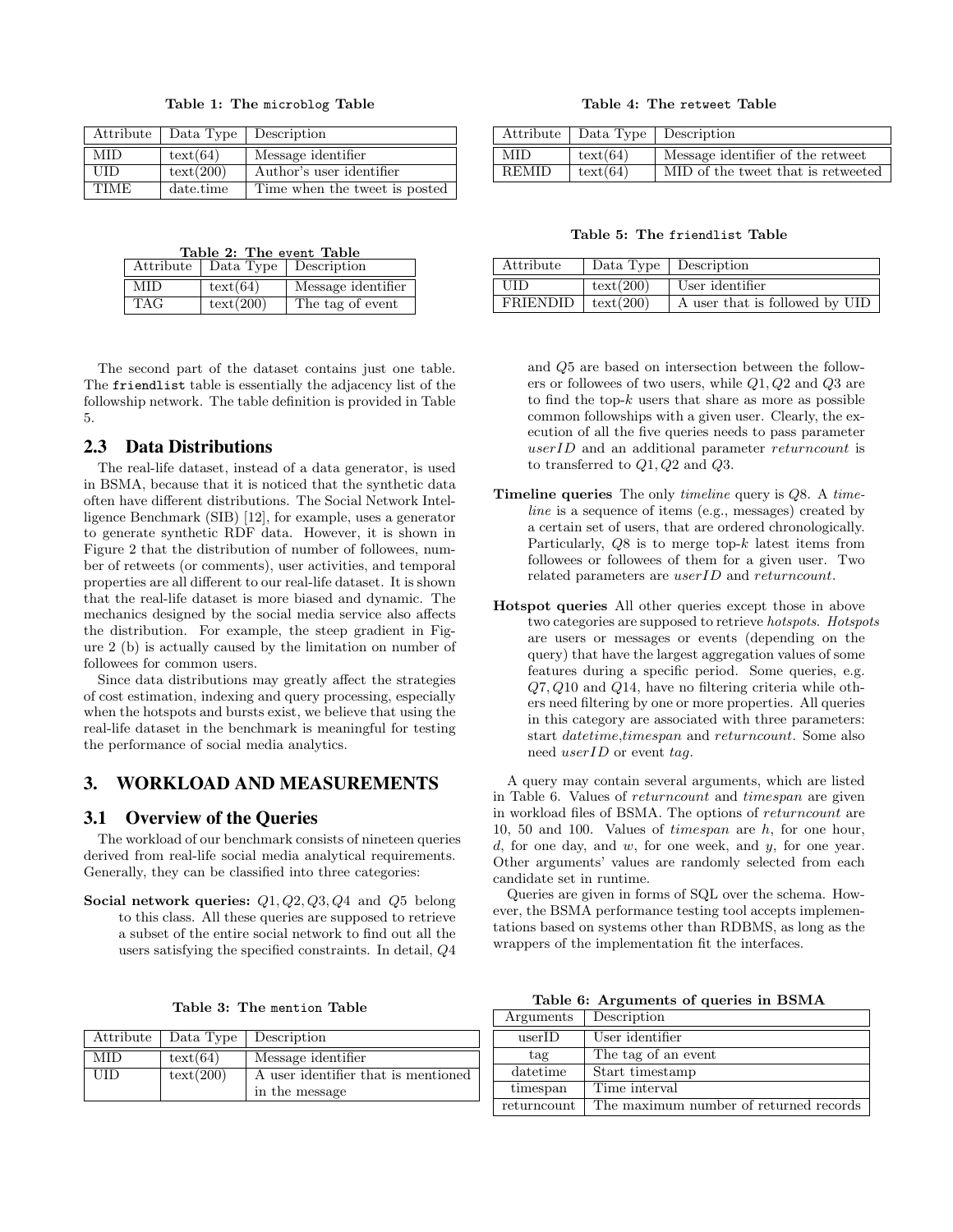Table 1: The microblog Table

| Attribute | Data Type | Description |
|---|---|---|
| MID | text(64) | Message identifier |
| UID | text(200) | Author's user identifier |
| TIME | date.time | Time when the tweet is posted |

Table 2: The event Table

| Attribute | Data Type | Description |
|---|---|---|
| MID | text(64) | Message identifier |
| TAG | text(200) | The tag of event |

Table 3: The mention Table

| Attribute | Data Type | Description |
|---|---|---|
| MID | text(64) | Message identifier |
| UID | text(200) | A user identifier that is mentioned in the message |

Table 4: The retweet Table

| Attribute | Data Type | Description |
|---|---|---|
| MID | text(64) | Message identifier of the retweet |
| REMID | text(64) | MID of the tweet that is retweeted |

Table 5: The friendlist Table

| Attribute | Data Type | Description |
|---|---|---|
| UID | text(200) | User identifier |
| FRIENDID | text(200) | A user that is followed by UID |

The second part of the dataset contains just one table. The friendlist table is essentially the adjacency list of the followship network. The table definition is provided in Table 5.

## 2.3 Data Distributions

The real-life dataset, instead of a data generator, is used in BSMA, because that it is noticed that the synthetic data often have different distributions. The Social Network Intelligence Benchmark (SIB) [12], for example, uses a generator to generate synthetic RDF data. However, it is shown in Figure 2 that the distribution of number of followees, number of retweets (or comments), user activities, and temporal properties are all different to our real-life dataset. It is shown that the real-life dataset is more biased and dynamic. The mechanics designed by the social media service also affects the distribution. For example, the steep gradient in Figure 2 (b) is actually caused by the limitation on number of followees for common users.

Since data distributions may greatly affect the strategies of cost estimation, indexing and query processing, especially when the hotspots and bursts exist, we believe that using the real-life dataset in the benchmark is meaningful for testing the performance of social media analytics.

# 3. WORKLOAD AND MEASUREMENTS

## 3.1 Overview of the Queries

The workload of our benchmark consists of nineteen queries derived from real-life social media analytical requirements. Generally, they can be classified into three categories:

**Social network queries:** $Q1, Q2, Q3, Q4$ and $Q5$ belong to this class. All these queries are supposed to retrieve a subset of the entire social network to find out all the users satisfying the specified constraints. In detail, $Q4$ and $Q5$ are based on intersection between the followers or followees of two users, while $Q1, Q2$ and $Q3$ are to find the top-$k$ users that share as more as possible common followships with a given user. Clearly, the execution of all the five queries needs to pass parameter *userID* and an additional parameter *returncount* is to transferred to $Q1, Q2$ and $Q3$.

**Timeline queries** The only *timeline* query is $Q8$. A *timeline* is a sequence of items (e.g., messages) created by a certain set of users, that are ordered chronologically. Particularly, $Q8$ is to merge top-$k$ latest items from followees or followees of them for a given user. Two related parameters are *userID* and *returncount*.

**Hotspot queries** All other queries except those in above two categories are supposed to retrieve *hotspots*. *Hotspots* are users or messages or events (depending on the query) that have the largest aggregation values of some features during a specific period. Some queries, e.g. $Q7, Q10$ and $Q14$, have no filtering criteria while others need filtering by one or more properties. All queries in this category are associated with three parameters: start *datetime*,*timespan* and *returncount*. Some also need *userID* or event *tag*.

A query may contain several arguments, which are listed in Table 6. Values of *returncount* and *timespan* are given in workload files of BSMA. The options of *returncount* are 10, 50 and 100. Values of *timespan* are *h*, for one hour, *d*, for one day, and *w*, for one week, and *y*, for one year. Other arguments' values are randomly selected from each candidate set in runtime.

Queries are given in forms of SQL over the schema. However, the BSMA performance testing tool accepts implementations based on systems other than RDBMS, as long as the wrappers of the implementation fit the interfaces.

Table 6: Arguments of queries in BSMA

| Arguments | Description |
|---|---|
| userID | User identifier |
| tag | The tag of an event |
| datetime | Start timestamp |
| timespan | Time interval |
| returncount | The maximum number of returned records |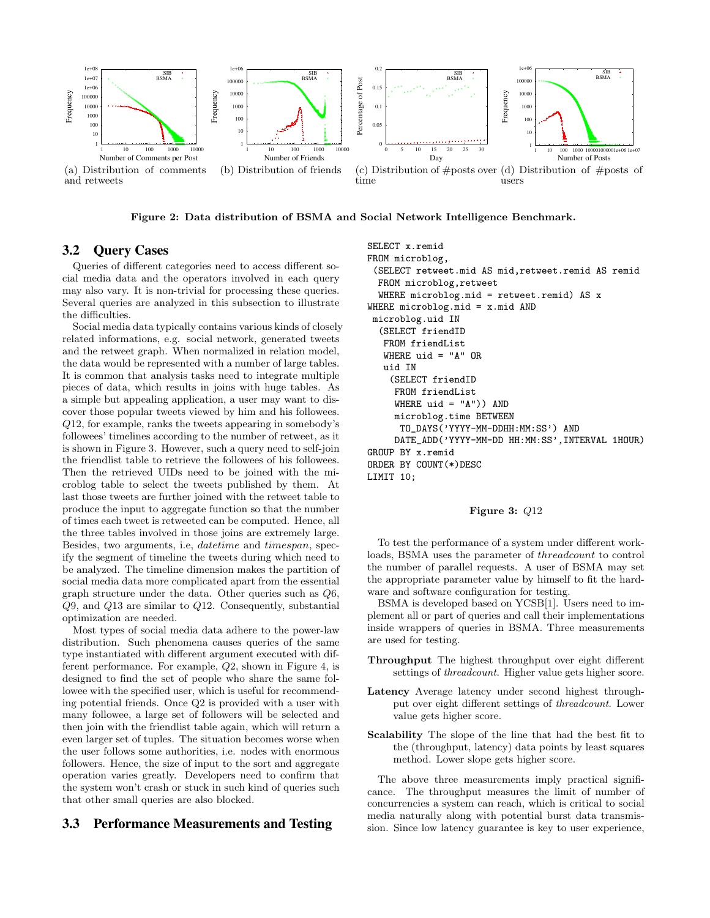1e+08
1e+07
1e+06
100000
10000
1000
100
10
1
Frequency
1 10 100 1000 10000
Number of Comments per Post
SIB
BSMA

(a) Distribution of comments and retweets

1e+06
100000
10000
1000
100
10
1
Frequency
1 10 100 1000 10000
Number of Friends
SIB
BSMA

(b) Distribution of friends

0.2
0.15
0.1
0.05
0
Percentage of Post
0 5 10 15 20 25 30
Day
SIB
BSMA

(c) Distribution of #posts over time

1e+06
100000
10000
1000
100
10
1
Frequency
1 10 100 1000 100001000001e+06 1e+07
Number of Posts
SIB
BSMA

(d) Distribution of #posts of users

**Figure 2: Data distribution of BSMA and Social Network Intelligence Benchmark.**

## 3.2 Query Cases

Queries of different categories need to access different social media data and the operators involved in each query may also vary. It is non-trivial for processing these queries. Several queries are analyzed in this subsection to illustrate the difficulties.

Social media data typically contains various kinds of closely related informations, e.g. social network, generated tweets and the retweet graph. When normalized in relation model, the data would be represented with a number of large tables. It is common that analysis tasks need to integrate multiple pieces of data, which results in joins with huge tables. As a simple but appealing application, a user may want to discover those popular tweets viewed by him and his followees. $Q12$, for example, ranks the tweets appearing in somebody's followees' timelines according to the number of retweet, as it is shown in Figure 3. However, such a query need to self-join the friendlist table to retrieve the followees of his followees. Then the retrieved UIDs need to be joined with the microblog table to select the tweets published by them. At last those tweets are further joined with the retweet table to produce the input to aggregate function so that the number of times each tweet is retweeted can be computed. Hence, all the three tables involved in those joins are extremely large. Besides, two arguments, i.e, *datetime* and *timespan*, specify the segment of timeline the tweets during which need to be analyzed. The timeline dimension makes the partition of social media data more complicated apart from the essential graph structure under the data. Other queries such as $Q6$, $Q9$, and $Q13$ are similar to $Q12$. Consequently, substantial optimization are needed.

Most types of social media data adhere to the power-law distribution. Such phenomena causes queries of the same type instantiated with different argument executed with different performance. For example, $Q2$, shown in Figure 4, is designed to find the set of people who share the same followee with the specified user, which is useful for recommending potential friends. Once Q2 is provided with a user with many followee, a large set of followers will be selected and then join with the friendlist table again, which will return a even larger set of tuples. The situation becomes worse when the user follows some authorities, i.e. nodes with enormous followers. Hence, the size of input to the sort and aggregate operation varies greatly. Developers need to confirm that the system won't crash or stuck in such kind of queries such that other small queries are also blocked.

## 3.3 Performance Measurements and Testing

```
SELECT x.remid
FROM microblog,
 (SELECT retweet.mid AS mid,retweet.remid AS remid
  FROM microblog,retweet
  WHERE microblog.mid = retweet.remid) AS x
WHERE microblog.mid = x.mid AND
 microblog.uid IN
  (SELECT friendID
   FROM friendList
   WHERE uid = "A" OR
   uid IN
    (SELECT friendID
     FROM friendList
     WHERE uid = "A")) AND
     microblog.time BETWEEN
      TO_DAYS('YYYY-MM-DDHH:MM:SS') AND
     DATE_ADD('YYYY-MM-DD HH:MM:SS',INTERVAL 1HOUR)
GROUP BY x.remid
ORDER BY COUNT(*)DESC
LIMIT 10;
```

**Figure 3:** $Q12$

To test the performance of a system under different workloads, BSMA uses the parameter of *threadcount* to control the number of parallel requests. A user of BSMA may set the appropriate parameter value by himself to fit the hardware and software configuration for testing.

BSMA is developed based on YCSB[1]. Users need to implement all or part of queries and call their implementations inside wrappers of queries in BSMA. Three measurements are used for testing.

**Throughput** The highest throughput over eight different settings of *threadcount*. Higher value gets higher score.

**Latency** Average latency under second highest throughput over eight different settings of *threadcount*. Lower value gets higher score.

**Scalability** The slope of the line that had the best fit to the (throughput, latency) data points by least squares method. Lower slope gets higher score.

The above three measurements imply practical significance. The throughput measures the limit of number of concurrencies a system can reach, which is critical to social media naturally along with potential burst data transmission. Since low latency guarantee is key to user experience,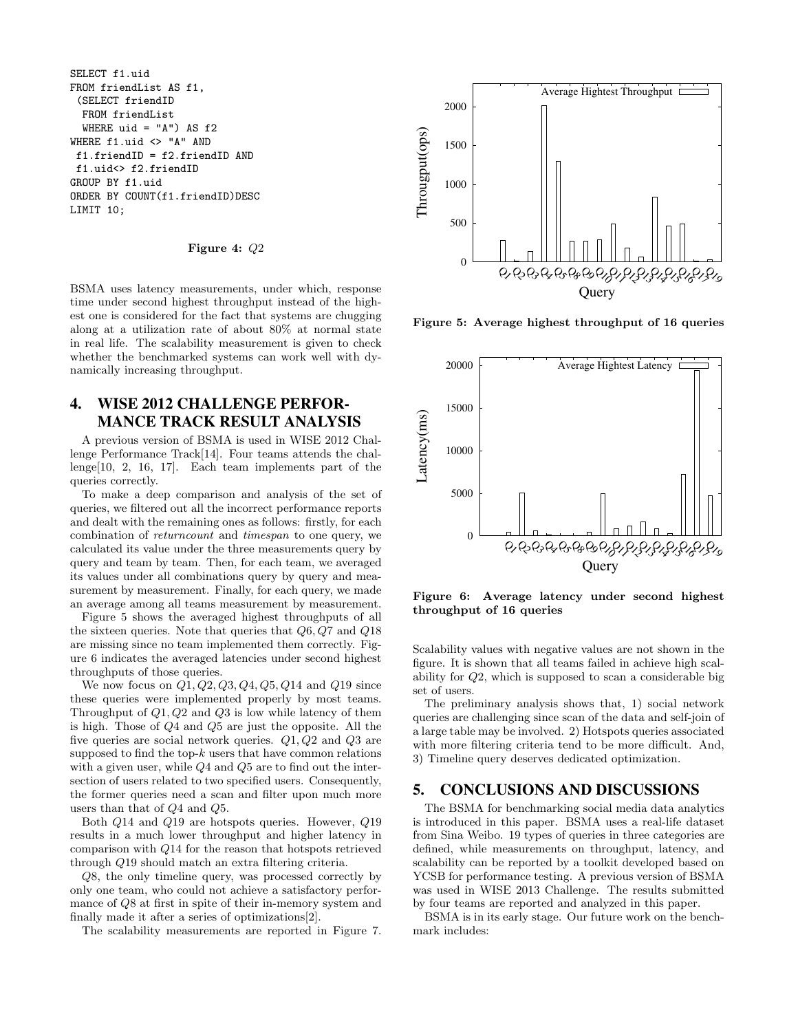```
SELECT f1.uid
FROM friendList AS f1,
 (SELECT friendID
  FROM friendList
  WHERE uid = "A") AS f2
WHERE f1.uid <> "A" AND
 f1.friendID = f2.friendID AND
 f1.uid<> f2.friendID
GROUP BY f1.uid
ORDER BY COUNT(f1.friendID)DESC
LIMIT 10;
```

**Figure 4:** $Q2$

BSMA uses latency measurements, under which, response time under second highest throughput instead of the highest one is considered for the fact that systems are chugging along at a utilization rate of about 80% at normal state in real life. The scalability measurement is given to check whether the benchmarked systems can work well with dynamically increasing throughput.

## 4. WISE 2012 CHALLENGE PERFORMANCE TRACK RESULT ANALYSIS

A previous version of BSMA is used in WISE 2012 Challenge Performance Track[14]. Four teams attends the challenge[10, 2, 16, 17]. Each team implements part of the queries correctly.

To make a deep comparison and analysis of the set of queries, we filtered out all the incorrect performance reports and dealt with the remaining ones as follows: firstly, for each combination of *returncount* and *timespan* to one query, we calculated its value under the three measurements query by query and team by team. Then, for each team, we averaged its values under all combinations query by query and measurement by measurement. Finally, for each query, we made an average among all teams measurement by measurement.

Figure 5 shows the averaged highest throughputs of all the sixteen queries. Note that queries that $Q6, Q7$ and $Q18$ are missing since no team implemented them correctly. Figure 6 indicates the averaged latencies under second highest throughputs of those queries.

We now focus on $Q1, Q2, Q3, Q4, Q5, Q14$ and $Q19$ since these queries were implemented properly by most teams. Throughput of $Q1, Q2$ and $Q3$ is low while latency of them is high. Those of $Q4$ and $Q5$ are just the opposite. All the five queries are social network queries. $Q1, Q2$ and $Q3$ are supposed to find the top-$k$ users that have common relations with a given user, while $Q4$ and $Q5$ are to find out the intersection of users related to two specified users. Consequently, the former queries need a scan and filter upon much more users than that of $Q4$ and $Q5$.

Both $Q14$ and $Q19$ are hotspots queries. However, $Q19$ results in a much lower throughput and higher latency in comparison with $Q14$ for the reason that hotspots retrieved through $Q19$ should match an extra filtering criteria.

$Q8$, the only timeline query, was processed correctly by only one team, who could not achieve a satisfactory performance of $Q8$ at first in spite of their in-memory system and finally made it after a series of optimizations[2].

The scalability measurements are reported in Figure 7.

**Figure 5: Average highest throughput of 16 queries**

**Figure 6: Average latency under second highest throughput of 16 queries**

Scalability values with negative values are not shown in the figure. It is shown that all teams failed in achieve high scalability for $Q2$, which is supposed to scan a considerable big set of users.

The preliminary analysis shows that, 1) social network queries are challenging since scan of the data and self-join of a large table may be involved. 2) Hotspots queries associated with more filtering criteria tend to be more difficult. And, 3) Timeline query deserves dedicated optimization.

## 5. CONCLUSIONS AND DISCUSSIONS

The BSMA for benchmarking social media data analytics is introduced in this paper. BSMA uses a real-life dataset from Sina Weibo. 19 types of queries in three categories are defined, while measurements on throughput, latency, and scalability can be reported by a toolkit developed based on YCSB for performance testing. A previous version of BSMA was used in WISE 2013 Challenge. The results submitted by four teams are reported and analyzed in this paper.

BSMA is in its early stage. Our future work on the benchmark includes: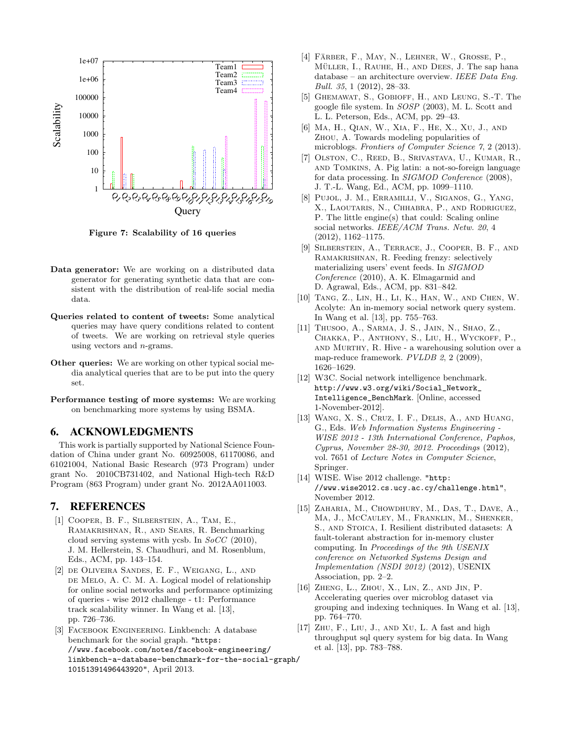Figure 7: Scalability of 16 queries

**Data generator:** We are working on a distributed data generator for generating synthetic data that are consistent with the distribution of real-life social media data.

**Queries related to content of tweets:** Some analytical queries may have query conditions related to content of tweets. We are working on retrieval style queries using vectors and *n*-grams.

**Other queries:** We are working on other typical social media analytical queries that are to be put into the query set.

**Performance testing of more systems:** We are working on benchmarking more systems by using BSMA.

## 6. ACKNOWLEDGMENTS

This work is partially supported by National Science Foundation of China under grant No. 60925008, 61170086, and 61021004, National Basic Research (973 Program) under grant No. 2010CB731402, and National High-tech R&D Program (863 Program) under grant No. 2012AA011003.

## 7. REFERENCES

[1] Cooper, B. F., Silberstein, A., Tam, E., Ramakrishnan, R., and Sears, R. Benchmarking cloud serving systems with ycsb. In *SoCC* (2010), J. M. Hellerstein, S. Chaudhuri, and M. Rosenblum, Eds., ACM, pp. 143–154.

[2] de Oliveira Sandes, E. F., Weigang, L., and de Melo, A. C. M. A. Logical model of relationship for online social networks and performance optimizing of queries - wise 2012 challenge - t1: Performance track scalability winner. In Wang et al. [13], pp. 726–736.

[3] Facebook Engineering. Linkbench: A database benchmark for the social graph. "https://www.facebook.com/notes/facebook-engineering/linkbench-a-database-benchmark-for-the-social-graph/10151391496443920", April 2013.

[4] Färber, F., May, N., Lehner, W., Grosse, P., Müller, I., Rauhe, H., and Dees, J. The sap hana database – an architecture overview. *IEEE Data Eng. Bull. 35*, 1 (2012), 28–33.

[5] Ghemawat, S., Gobioff, H., and Leung, S.-T. The google file system. In *SOSP* (2003), M. L. Scott and L. L. Peterson, Eds., ACM, pp. 29–43.

[6] Ma, H., Qian, W., Xia, F., He, X., Xu, J., and Zhou, A. Towards modeling popularities of microblogs. *Frontiers of Computer Science 7*, 2 (2013).

[7] Olston, C., Reed, B., Srivastava, U., Kumar, R., and Tomkins, A. Pig latin: a not-so-foreign language for data processing. In *SIGMOD Conference* (2008), J. T.-L. Wang, Ed., ACM, pp. 1099–1110.

[8] Pujol, J. M., Erramilli, V., Siganos, G., Yang, X., Laoutaris, N., Chhabra, P., and Rodriguez, P. The little engine(s) that could: Scaling online social networks. *IEEE/ACM Trans. Netw. 20*, 4 (2012), 1162–1175.

[9] Silberstein, A., Terrace, J., Cooper, B. F., and Ramakrishnan, R. Feeding frenzy: selectively materializing users' event feeds. In *SIGMOD Conference* (2010), A. K. Elmagarmid and D. Agrawal, Eds., ACM, pp. 831–842.

[10] Tang, Z., Lin, H., Li, K., Han, W., and Chen, W. Acolyte: An in-memory social network query system. In Wang et al. [13], pp. 755–763.

[11] Thusoo, A., Sarma, J. S., Jain, N., Shao, Z., Chakka, P., Anthony, S., Liu, H., Wyckoff, P., and Murthy, R. Hive - a warehousing solution over a map-reduce framework. *PVLDB 2*, 2 (2009), 1626–1629.

[12] W3C. Social network intelligence benchmark. http://www.w3.org/wiki/Social_Network_Intelligence_BenchMark. [Online, accessed 1-November-2012].

[13] Wang, X. S., Cruz, I. F., Delis, A., and Huang, G., Eds. *Web Information Systems Engineering - WISE 2012 - 13th International Conference, Paphos, Cyprus, November 28-30, 2012. Proceedings* (2012), vol. 7651 of *Lecture Notes in Computer Science*, Springer.

[14] WISE. Wise 2012 challenge. "http://www.wise2012.cs.ucy.ac.cy/challenge.html", November 2012.

[15] Zaharia, M., Chowdhury, M., Das, T., Dave, A., Ma, J., McCauley, M., Franklin, M., Shenker, S., and Stoica, I. Resilient distributed datasets: A fault-tolerant abstraction for in-memory cluster computing. In *Proceedings of the 9th USENIX conference on Networked Systems Design and Implementation (NSDI 2012)* (2012), USENIX Association, pp. 2–2.

[16] Zheng, L., Zhou, X., Lin, Z., and Jin, P. Accelerating queries over microblog dataset via grouping and indexing techniques. In Wang et al. [13], pp. 764–770.

[17] Zhu, F., Liu, J., and Xu, L. A fast and high throughput sql query system for big data. In Wang et al. [13], pp. 783–788.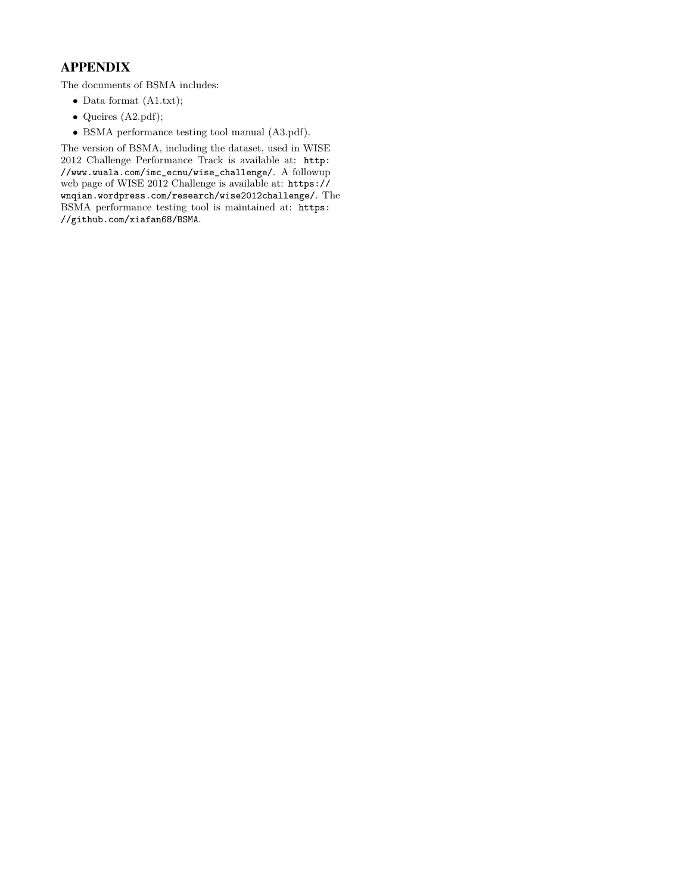## APPENDIX

The documents of BSMA includes:

- Data format (A1.txt);
- Queires (A2.pdf);
- BSMA performance testing tool manual (A3.pdf).

The version of BSMA, including the dataset, used in WISE 2012 Challenge Performance Track is available at: `http://www.wuala.com/imc_ecnu/wise_challenge/`. A followup web page of WISE 2012 Challenge is available at: `https://wnqian.wordpress.com/research/wise2012challenge/`. The BSMA performance testing tool is maintained at: `https://github.com/xiafan68/BSMA`.